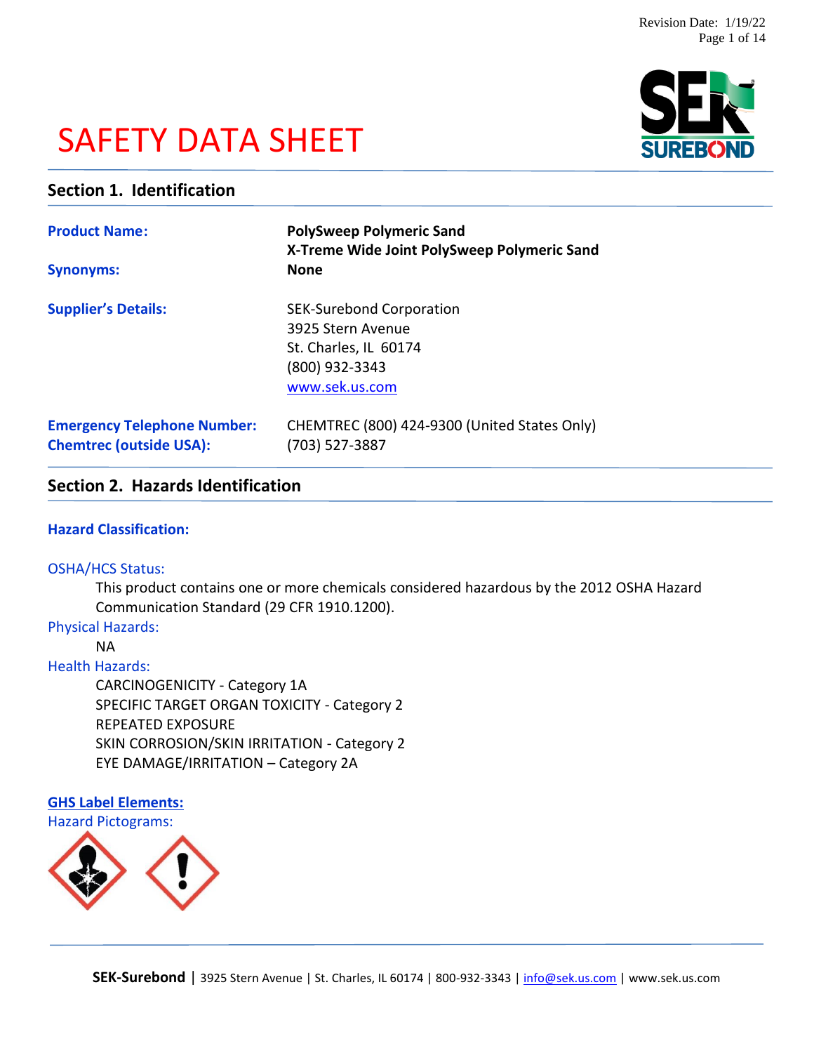# SAFETY DATA SHEET

## Section 1. Identification

**Product Name:** **PolySweep Polymeric Sand**
**X-Treme Wide Joint PolySweep Polymeric Sand**

**Synonyms:** **None**

**Supplier's Details:**
SEK-Surebond Corporation
3925 Stern Avenue
St. Charles, IL 60174
(800) 932-3343
www.sek.us.com

**Emergency Telephone Number:** CHEMTREC (800) 424-9300 (United States Only)
**Chemtrec (outside USA):** (703) 527-3887

## Section 2. Hazards Identification

### Hazard Classification:

OSHA/HCS Status:

This product contains one or more chemicals considered hazardous by the 2012 OSHA Hazard Communication Standard (29 CFR 1910.1200).

Physical Hazards:

NA

Health Hazards:

CARCINOGENICITY - Category 1A
SPECIFIC TARGET ORGAN TOXICITY - Category 2
REPEATED EXPOSURE
SKIN CORROSION/SKIN IRRITATION - Category 2
EYE DAMAGE/IRRITATION – Category 2A

### GHS Label Elements:

Hazard Pictograms: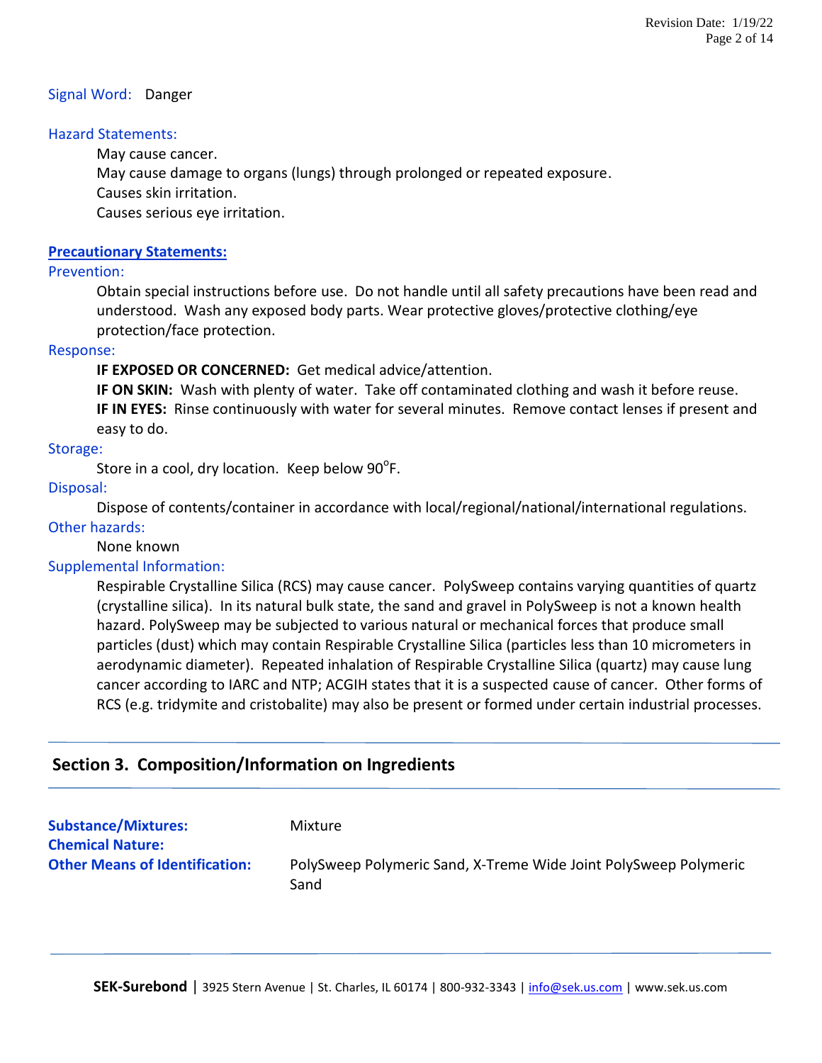**Signal Word:** Danger

**Hazard Statements:**

May cause cancer.
May cause damage to organs (lungs) through prolonged or repeated exposure.
Causes skin irritation.
Causes serious eye irritation.

**Precautionary Statements:**

**Prevention:**

Obtain special instructions before use. Do not handle until all safety precautions have been read and understood. Wash any exposed body parts. Wear protective gloves/protective clothing/eye protection/face protection.

**Response:**

**IF EXPOSED OR CONCERNED:** Get medical advice/attention.
**IF ON SKIN:** Wash with plenty of water. Take off contaminated clothing and wash it before reuse.
**IF IN EYES:** Rinse continuously with water for several minutes. Remove contact lenses if present and easy to do.

**Storage:**

Store in a cool, dry location. Keep below 90°F.

**Disposal:**

Dispose of contents/container in accordance with local/regional/national/international regulations.

**Other hazards:**

None known

**Supplemental Information:**

Respirable Crystalline Silica (RCS) may cause cancer. PolySweep contains varying quantities of quartz (crystalline silica). In its natural bulk state, the sand and gravel in PolySweep is not a known health hazard. PolySweep may be subjected to various natural or mechanical forces that produce small particles (dust) which may contain Respirable Crystalline Silica (particles less than 10 micrometers in aerodynamic diameter). Repeated inhalation of Respirable Crystalline Silica (quartz) may cause lung cancer according to IARC and NTP; ACGIH states that it is a suspected cause of cancer. Other forms of RCS (e.g. tridymite and cristobalite) may also be present or formed under certain industrial processes.

## Section 3. Composition/Information on Ingredients

**Substance/Mixtures:** Mixture

**Chemical Nature:**

**Other Means of Identification:** PolySweep Polymeric Sand, X-Treme Wide Joint PolySweep Polymeric Sand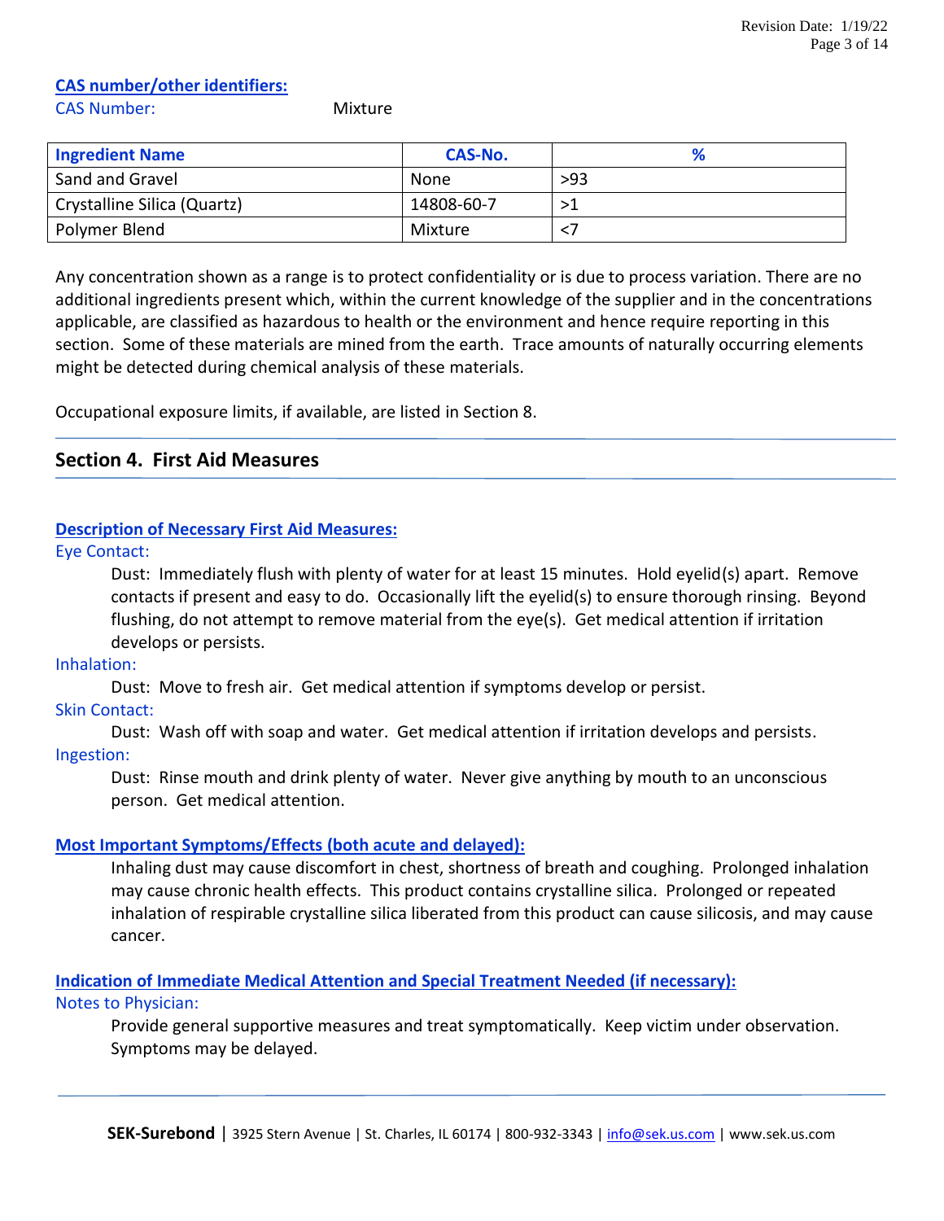**CAS number/other identifiers:**

CAS Number: Mixture

| Ingredient Name | CAS-No. | % |
|---|---|---|
| Sand and Gravel | None | >93 |
| Crystalline Silica (Quartz) | 14808-60-7 | >1 |
| Polymer Blend | Mixture | <7 |

Any concentration shown as a range is to protect confidentiality or is due to process variation. There are no additional ingredients present which, within the current knowledge of the supplier and in the concentrations applicable, are classified as hazardous to health or the environment and hence require reporting in this section. Some of these materials are mined from the earth. Trace amounts of naturally occurring elements might be detected during chemical analysis of these materials.

Occupational exposure limits, if available, are listed in Section 8.

## Section 4. First Aid Measures

**Description of Necessary First Aid Measures:**

Eye Contact:

Dust: Immediately flush with plenty of water for at least 15 minutes. Hold eyelid(s) apart. Remove contacts if present and easy to do. Occasionally lift the eyelid(s) to ensure thorough rinsing. Beyond flushing, do not attempt to remove material from the eye(s). Get medical attention if irritation develops or persists.

Inhalation:

Dust: Move to fresh air. Get medical attention if symptoms develop or persist.

Skin Contact:

Dust: Wash off with soap and water. Get medical attention if irritation develops and persists.

Ingestion:

Dust: Rinse mouth and drink plenty of water. Never give anything by mouth to an unconscious person. Get medical attention.

**Most Important Symptoms/Effects (both acute and delayed):**

Inhaling dust may cause discomfort in chest, shortness of breath and coughing. Prolonged inhalation may cause chronic health effects. This product contains crystalline silica. Prolonged or repeated inhalation of respirable crystalline silica liberated from this product can cause silicosis, and may cause cancer.

**Indication of Immediate Medical Attention and Special Treatment Needed (if necessary):**

Notes to Physician:

Provide general supportive measures and treat symptomatically. Keep victim under observation. Symptoms may be delayed.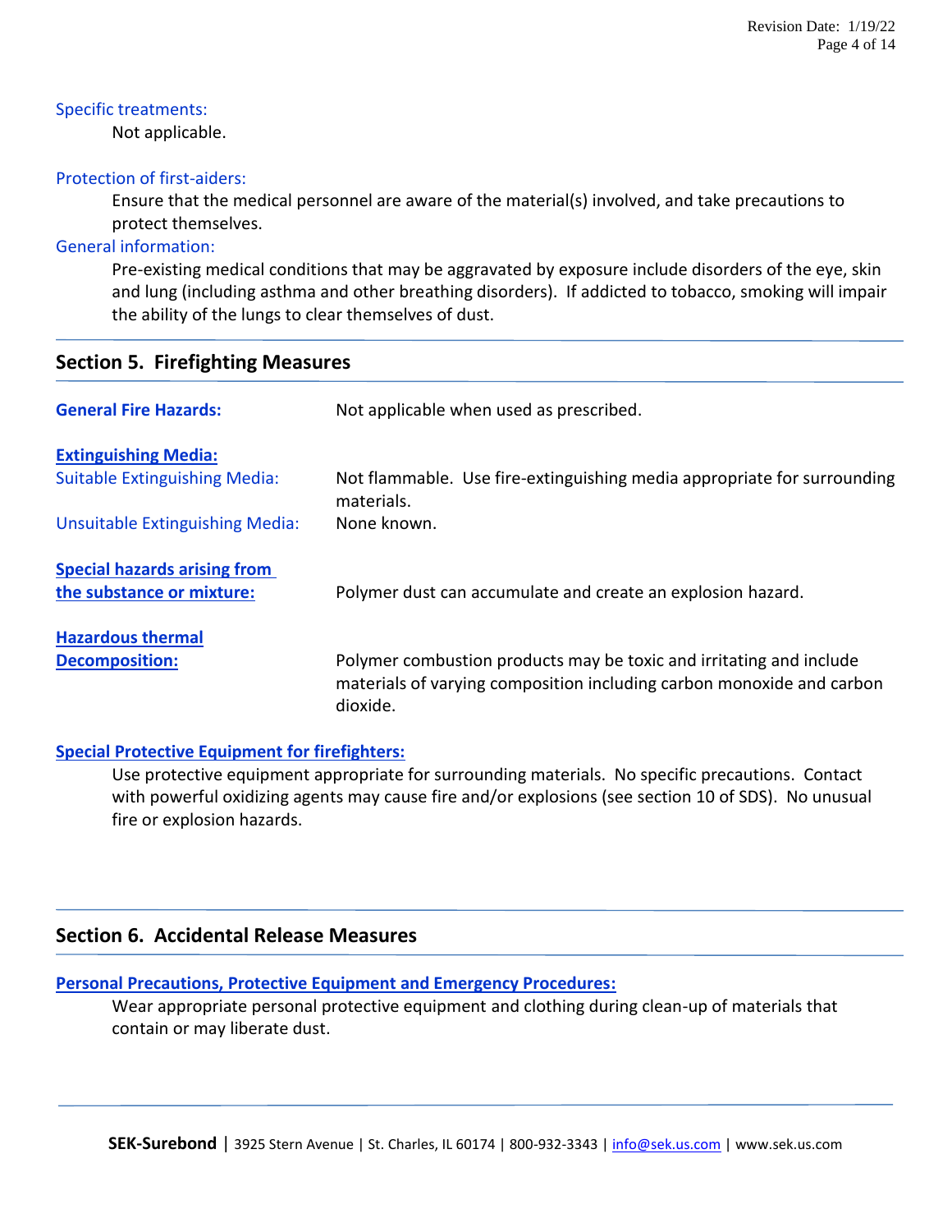### Specific treatments:

Not applicable.

### Protection of first-aiders:

Ensure that the medical personnel are aware of the material(s) involved, and take precautions to protect themselves.

### General information:

Pre-existing medical conditions that may be aggravated by exposure include disorders of the eye, skin and lung (including asthma and other breathing disorders). If addicted to tobacco, smoking will impair the ability of the lungs to clear themselves of dust.

## Section 5. Firefighting Measures

**General Fire Hazards:** Not applicable when used as prescribed.

**Extinguishing Media:**

Suitable Extinguishing Media: Not flammable. Use fire-extinguishing media appropriate for surrounding materials.

Unsuitable Extinguishing Media: None known.

**Special hazards arising from the substance or mixture:** Polymer dust can accumulate and create an explosion hazard.

**Hazardous thermal Decomposition:** Polymer combustion products may be toxic and irritating and include materials of varying composition including carbon monoxide and carbon dioxide.

**Special Protective Equipment for firefighters:**

Use protective equipment appropriate for surrounding materials. No specific precautions. Contact with powerful oxidizing agents may cause fire and/or explosions (see section 10 of SDS). No unusual fire or explosion hazards.

## Section 6. Accidental Release Measures

**Personal Precautions, Protective Equipment and Emergency Procedures:**

Wear appropriate personal protective equipment and clothing during clean-up of materials that contain or may liberate dust.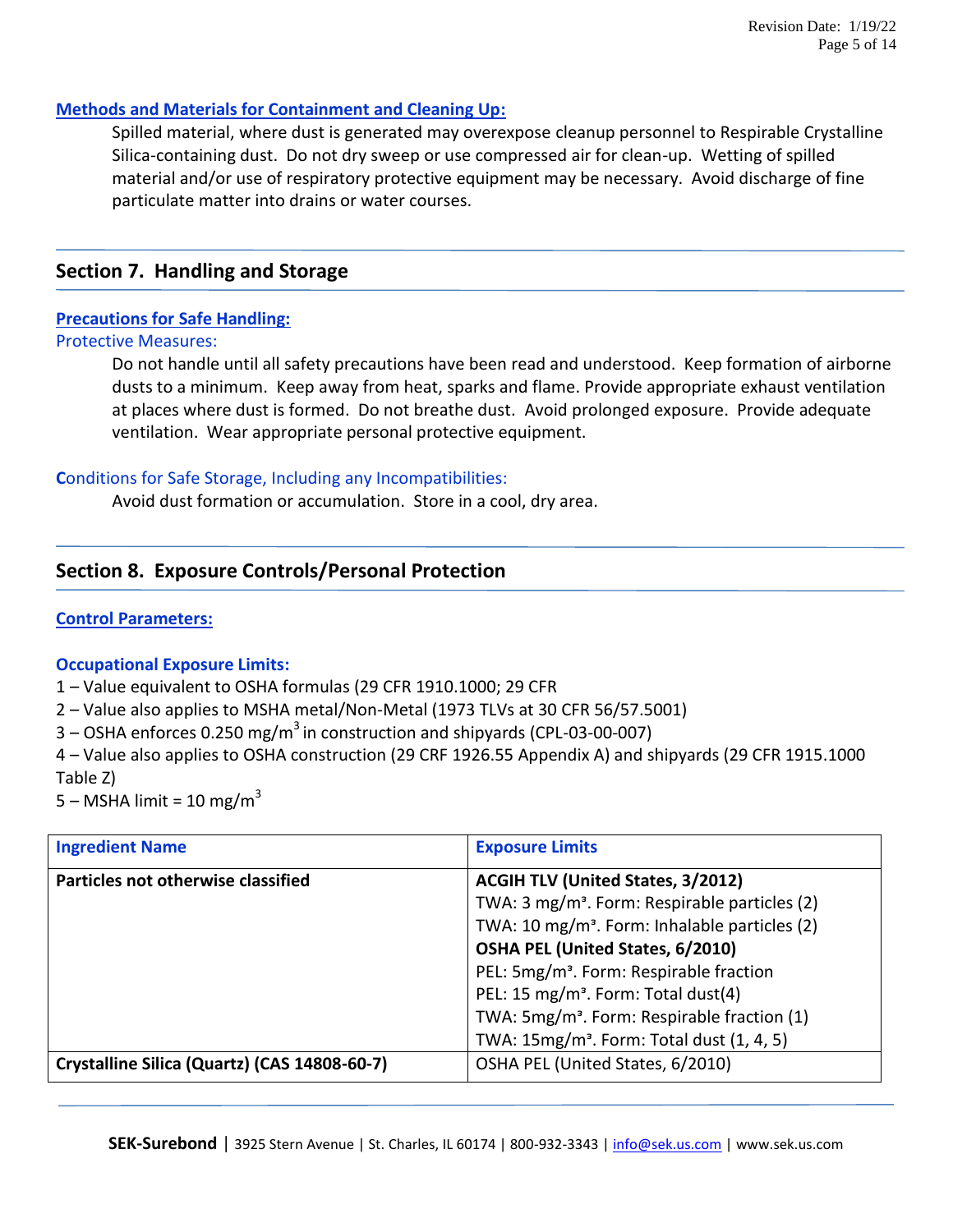### Methods and Materials for Containment and Cleaning Up:

Spilled material, where dust is generated may overexpose cleanup personnel to Respirable Crystalline Silica-containing dust. Do not dry sweep or use compressed air for clean-up. Wetting of spilled material and/or use of respiratory protective equipment may be necessary. Avoid discharge of fine particulate matter into drains or water courses.

## Section 7. Handling and Storage

### Precautions for Safe Handling:

Protective Measures:

Do not handle until all safety precautions have been read and understood. Keep formation of airborne dusts to a minimum. Keep away from heat, sparks and flame. Provide appropriate exhaust ventilation at places where dust is formed. Do not breathe dust. Avoid prolonged exposure. Provide adequate ventilation. Wear appropriate personal protective equipment.

Conditions for Safe Storage, Including any Incompatibilities:

Avoid dust formation or accumulation. Store in a cool, dry area.

## Section 8. Exposure Controls/Personal Protection

### Control Parameters:

### Occupational Exposure Limits:

1 – Value equivalent to OSHA formulas (29 CFR 1910.1000; 29 CFR
2 – Value also applies to MSHA metal/Non-Metal (1973 TLVs at 30 CFR 56/57.5001)
3 – OSHA enforces 0.250 mg/m$^3$ in construction and shipyards (CPL-03-00-007)
4 – Value also applies to OSHA construction (29 CRF 1926.55 Appendix A) and shipyards (29 CFR 1915.1000 Table Z)
5 – MSHA limit = 10 mg/m$^3$

| Ingredient Name | Exposure Limits |
|---|---|
| **Particles not otherwise classified** | **ACGIH TLV (United States, 3/2012)**<br>TWA: 3 mg/m$^3$. Form: Respirable particles (2)<br>TWA: 10 mg/m$^3$. Form: Inhalable particles (2)<br>**OSHA PEL (United States, 6/2010)**<br>PEL: 5mg/m$^3$. Form: Respirable fraction<br>PEL: 15 mg/m$^3$. Form: Total dust(4)<br>TWA: 5mg/m$^3$. Form: Respirable fraction (1)<br>TWA: 15mg/m$^3$. Form: Total dust (1, 4, 5) |
| **Crystalline Silica (Quartz) (CAS 14808-60-7)** | OSHA PEL (United States, 6/2010) |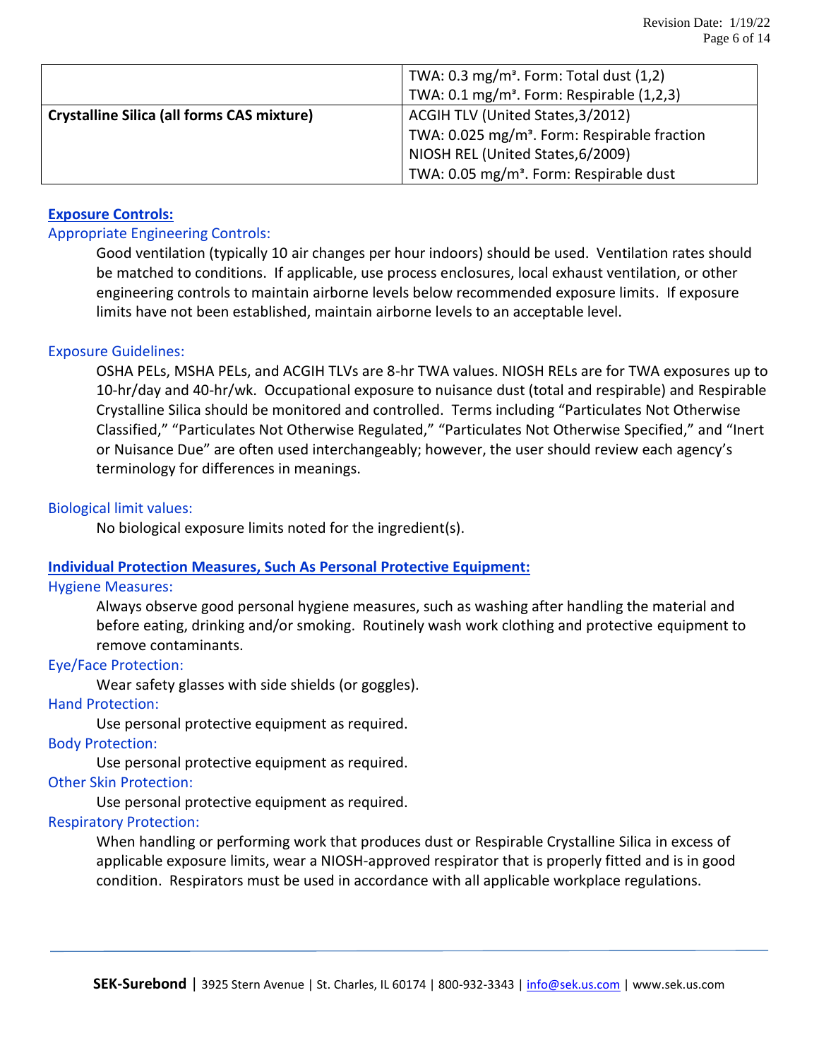| | |
|---|---|
| | TWA: 0.3 mg/m³. Form: Total dust (1,2)<br>TWA: 0.1 mg/m³. Form: Respirable (1,2,3) |
| **Crystalline Silica (all forms CAS mixture)** | ACGIH TLV (United States,3/2012)<br>TWA: 0.025 mg/m³. Form: Respirable fraction<br>NIOSH REL (United States,6/2009)<br>TWA: 0.05 mg/m³. Form: Respirable dust |

## Exposure Controls:

### Appropriate Engineering Controls:

Good ventilation (typically 10 air changes per hour indoors) should be used. Ventilation rates should be matched to conditions. If applicable, use process enclosures, local exhaust ventilation, or other engineering controls to maintain airborne levels below recommended exposure limits. If exposure limits have not been established, maintain airborne levels to an acceptable level.

### Exposure Guidelines:

OSHA PELs, MSHA PELs, and ACGIH TLVs are 8-hr TWA values. NIOSH RELs are for TWA exposures up to 10-hr/day and 40-hr/wk. Occupational exposure to nuisance dust (total and respirable) and Respirable Crystalline Silica should be monitored and controlled. Terms including "Particulates Not Otherwise Classified," "Particulates Not Otherwise Regulated," "Particulates Not Otherwise Specified," and "Inert or Nuisance Due" are often used interchangeably; however, the user should review each agency's terminology for differences in meanings.

### Biological limit values:

No biological exposure limits noted for the ingredient(s).

## Individual Protection Measures, Such As Personal Protective Equipment:

### Hygiene Measures:

Always observe good personal hygiene measures, such as washing after handling the material and before eating, drinking and/or smoking. Routinely wash work clothing and protective equipment to remove contaminants.

### Eye/Face Protection:

Wear safety glasses with side shields (or goggles).

### Hand Protection:

Use personal protective equipment as required.

### Body Protection:

Use personal protective equipment as required.

### Other Skin Protection:

Use personal protective equipment as required.

### Respiratory Protection:

When handling or performing work that produces dust or Respirable Crystalline Silica in excess of applicable exposure limits, wear a NIOSH-approved respirator that is properly fitted and is in good condition. Respirators must be used in accordance with all applicable workplace regulations.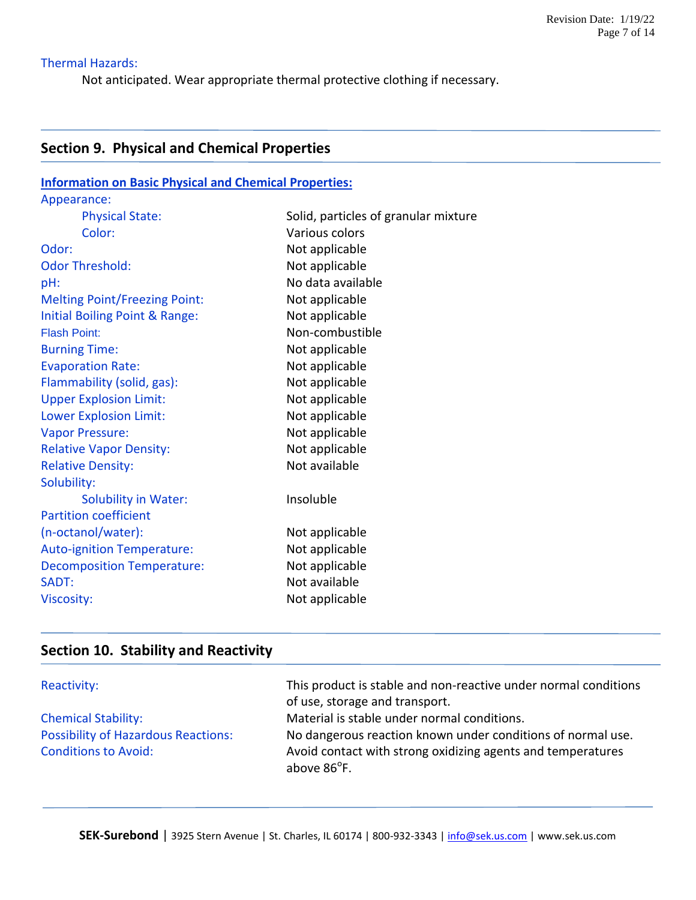Thermal Hazards:

Not anticipated. Wear appropriate thermal protective clothing if necessary.

## Section 9. Physical and Chemical Properties

**Information on Basic Physical and Chemical Properties:**

| Property | Value |
|---|---|
| Appearance: | |
| Physical State: | Solid, particles of granular mixture |
| Color: | Various colors |
| Odor: | Not applicable |
| Odor Threshold: | Not applicable |
| pH: | No data available |
| Melting Point/Freezing Point: | Not applicable |
| Initial Boiling Point & Range: | Not applicable |
| Flash Point: | Non-combustible |
| Burning Time: | Not applicable |
| Evaporation Rate: | Not applicable |
| Flammability (solid, gas): | Not applicable |
| Upper Explosion Limit: | Not applicable |
| Lower Explosion Limit: | Not applicable |
| Vapor Pressure: | Not applicable |
| Relative Vapor Density: | Not applicable |
| Relative Density: | Not available |
| Solubility: | |
| Solubility in Water: | Insoluble |
| Partition coefficient (n-octanol/water): | Not applicable |
| Auto-ignition Temperature: | Not applicable |
| Decomposition Temperature: | Not applicable |
| SADT: | Not available |
| Viscosity: | Not applicable |

## Section 10. Stability and Reactivity

| Property | Value |
|---|---|
| Reactivity: | This product is stable and non-reactive under normal conditions of use, storage and transport. |
| Chemical Stability: | Material is stable under normal conditions. |
| Possibility of Hazardous Reactions: | No dangerous reaction known under conditions of normal use. |
| Conditions to Avoid: | Avoid contact with strong oxidizing agents and temperatures above 86°F. |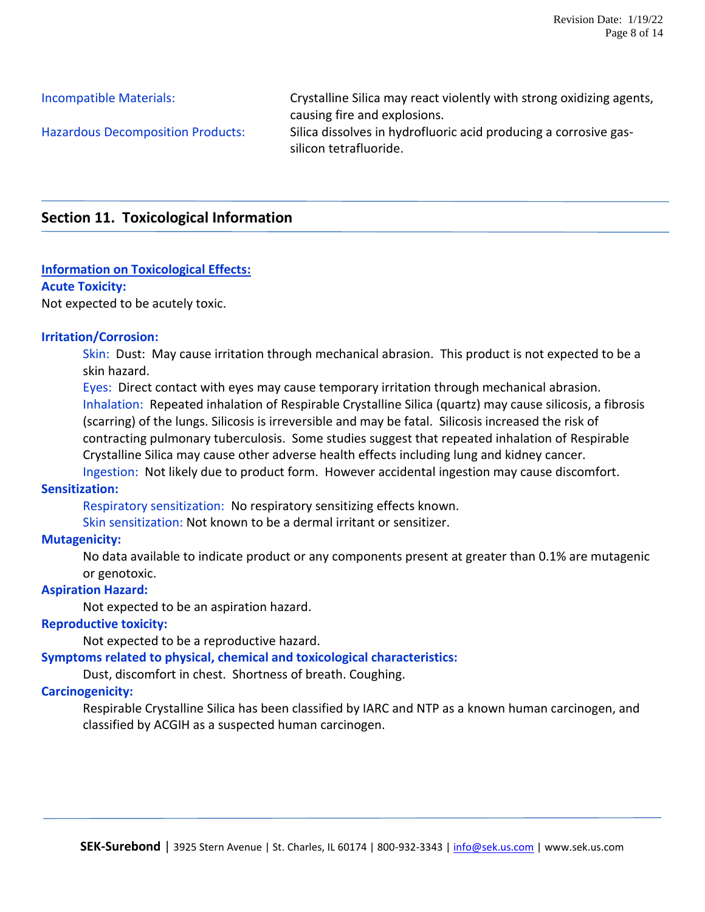Incompatible Materials: Crystalline Silica may react violently with strong oxidizing agents, causing fire and explosions.

Hazardous Decomposition Products: Silica dissolves in hydrofluoric acid producing a corrosive gas- silicon tetrafluoride.

## Section 11. Toxicological Information

**Information on Toxicological Effects:**

**Acute Toxicity:**

Not expected to be acutely toxic.

**Irritation/Corrosion:**

Skin: Dust: May cause irritation through mechanical abrasion. This product is not expected to be a skin hazard.

Eyes: Direct contact with eyes may cause temporary irritation through mechanical abrasion.

Inhalation: Repeated inhalation of Respirable Crystalline Silica (quartz) may cause silicosis, a fibrosis (scarring) of the lungs. Silicosis is irreversible and may be fatal. Silicosis increased the risk of contracting pulmonary tuberculosis. Some studies suggest that repeated inhalation of Respirable Crystalline Silica may cause other adverse health effects including lung and kidney cancer.

Ingestion: Not likely due to product form. However accidental ingestion may cause discomfort.

**Sensitization:**

Respiratory sensitization: No respiratory sensitizing effects known.

Skin sensitization: Not known to be a dermal irritant or sensitizer.

**Mutagenicity:**

No data available to indicate product or any components present at greater than 0.1% are mutagenic or genotoxic.

**Aspiration Hazard:**

Not expected to be an aspiration hazard.

**Reproductive toxicity:**

Not expected to be a reproductive hazard.

**Symptoms related to physical, chemical and toxicological characteristics:**

Dust, discomfort in chest. Shortness of breath. Coughing.

**Carcinogenicity:**

Respirable Crystalline Silica has been classified by IARC and NTP as a known human carcinogen, and classified by ACGIH as a suspected human carcinogen.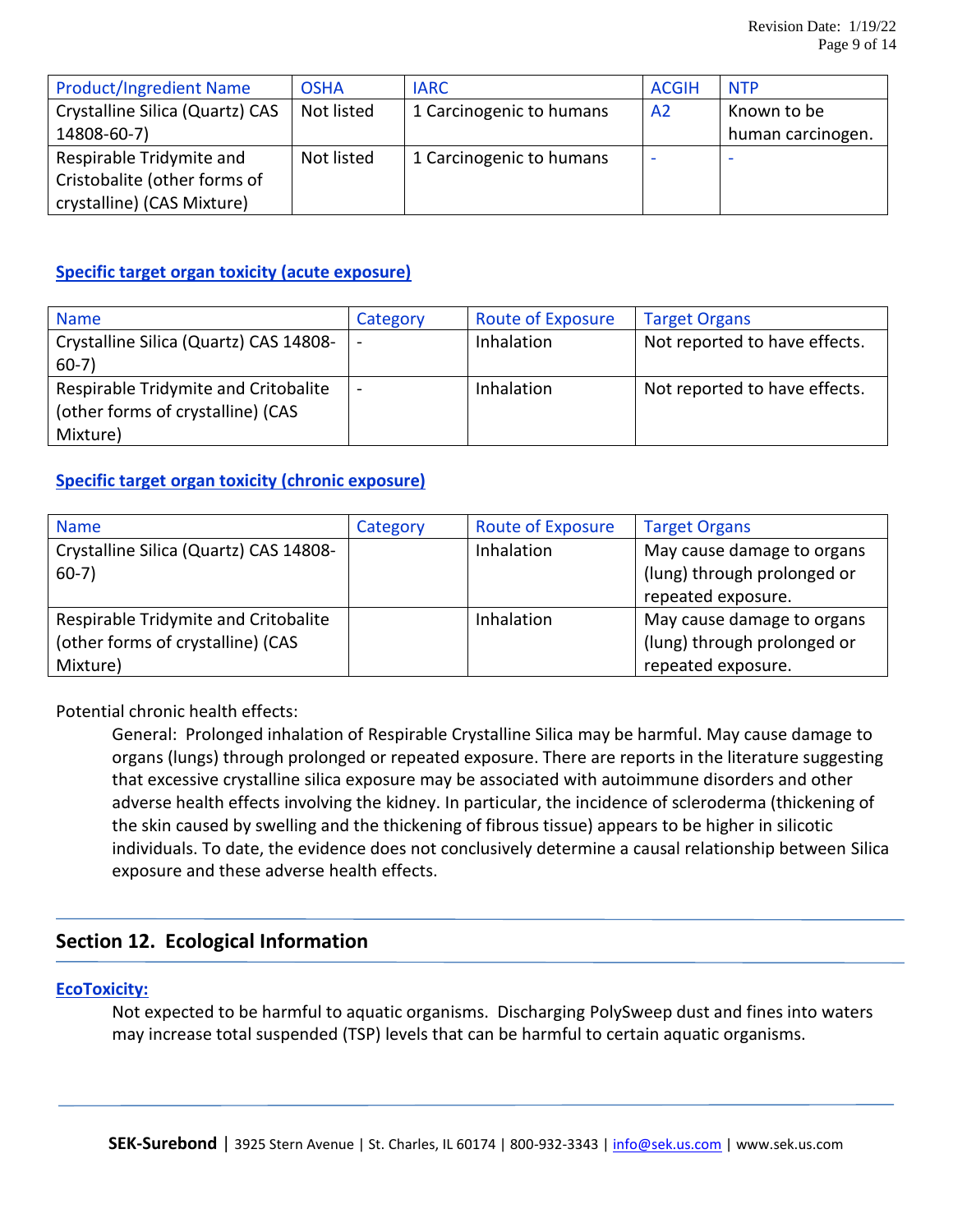| Product/Ingredient Name | OSHA | IARC | ACGIH | NTP |
|---|---|---|---|---|
| Crystalline Silica (Quartz) CAS 14808-60-7) | Not listed | 1 Carcinogenic to humans | A2 | Known to be human carcinogen. |
| Respirable Tridymite and Cristobalite (other forms of crystalline) (CAS Mixture) | Not listed | 1 Carcinogenic to humans | - | - |

### Specific target organ toxicity (acute exposure)

| Name | Category | Route of Exposure | Target Organs |
|---|---|---|---|
| Crystalline Silica (Quartz) CAS 14808-60-7) | - | Inhalation | Not reported to have effects. |
| Respirable Tridymite and Critobalite (other forms of crystalline) (CAS Mixture) | - | Inhalation | Not reported to have effects. |

### Specific target organ toxicity (chronic exposure)

| Name | Category | Route of Exposure | Target Organs |
|---|---|---|---|
| Crystalline Silica (Quartz) CAS 14808-60-7) | | Inhalation | May cause damage to organs (lung) through prolonged or repeated exposure. |
| Respirable Tridymite and Critobalite (other forms of crystalline) (CAS Mixture) | | Inhalation | May cause damage to organs (lung) through prolonged or repeated exposure. |

Potential chronic health effects:

General: Prolonged inhalation of Respirable Crystalline Silica may be harmful. May cause damage to organs (lungs) through prolonged or repeated exposure. There are reports in the literature suggesting that excessive crystalline silica exposure may be associated with autoimmune disorders and other adverse health effects involving the kidney. In particular, the incidence of scleroderma (thickening of the skin caused by swelling and the thickening of fibrous tissue) appears to be higher in silicotic individuals. To date, the evidence does not conclusively determine a causal relationship between Silica exposure and these adverse health effects.

## Section 12. Ecological Information

### EcoToxicity:

Not expected to be harmful to aquatic organisms. Discharging PolySweep dust and fines into waters may increase total suspended (TSP) levels that can be harmful to certain aquatic organisms.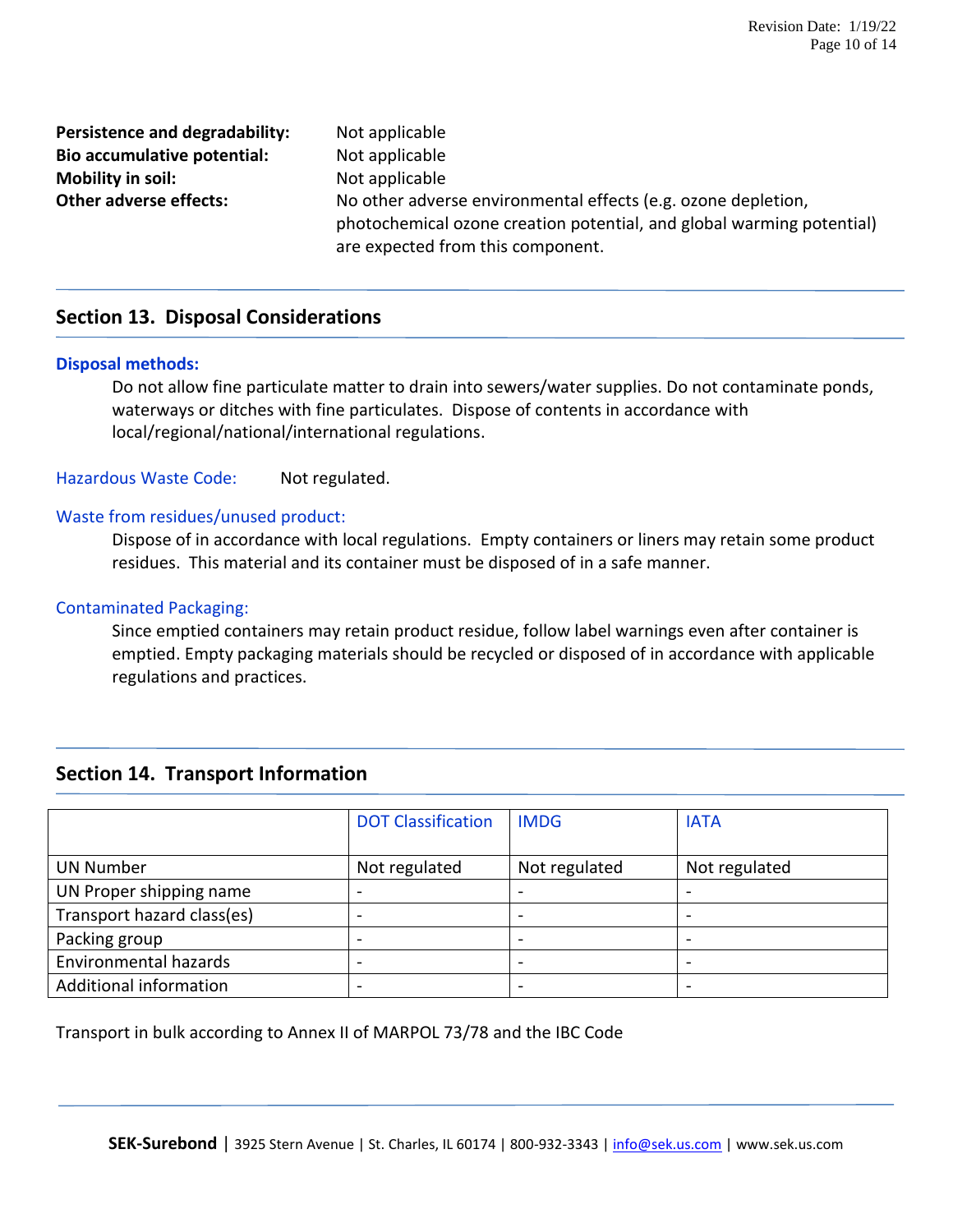**Persistence and degradability:** Not applicable

**Bio accumulative potential:** Not applicable

**Mobility in soil:** Not applicable

**Other adverse effects:** No other adverse environmental effects (e.g. ozone depletion, photochemical ozone creation potential, and global warming potential) are expected from this component.

## Section 13. Disposal Considerations

**Disposal methods:**

Do not allow fine particulate matter to drain into sewers/water supplies. Do not contaminate ponds, waterways or ditches with fine particulates. Dispose of contents in accordance with local/regional/national/international regulations.

Hazardous Waste Code: Not regulated.

Waste from residues/unused product:

Dispose of in accordance with local regulations. Empty containers or liners may retain some product residues. This material and its container must be disposed of in a safe manner.

Contaminated Packaging:

Since emptied containers may retain product residue, follow label warnings even after container is emptied. Empty packaging materials should be recycled or disposed of in accordance with applicable regulations and practices.

## Section 14. Transport Information

| | DOT Classification | IMDG | IATA |
|---|---|---|---|
| UN Number | Not regulated | Not regulated | Not regulated |
| UN Proper shipping name | - | - | - |
| Transport hazard class(es) | - | - | - |
| Packing group | - | - | - |
| Environmental hazards | - | - | - |
| Additional information | - | - | - |

Transport in bulk according to Annex II of MARPOL 73/78 and the IBC Code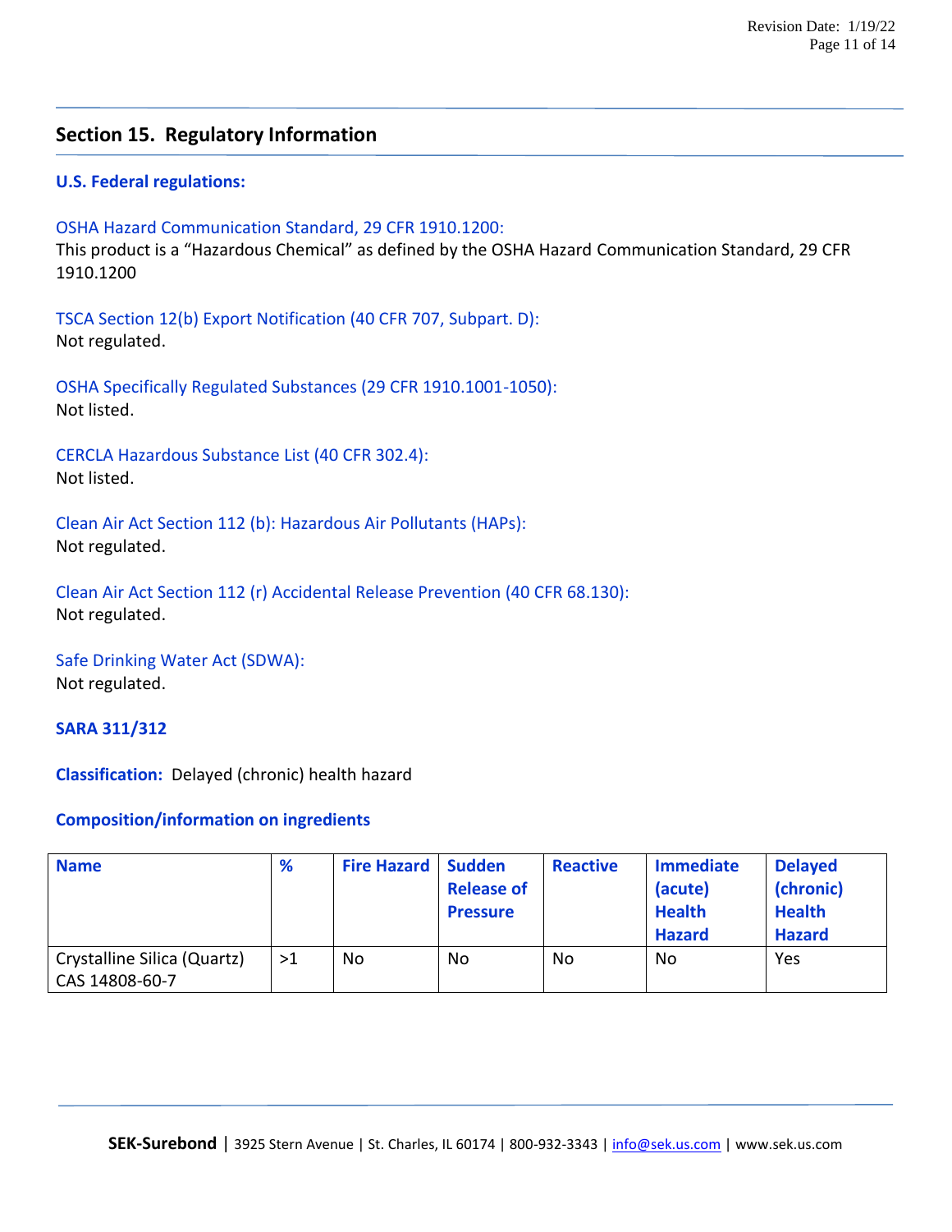## Section 15. Regulatory Information

### U.S. Federal regulations:

OSHA Hazard Communication Standard, 29 CFR 1910.1200:
This product is a "Hazardous Chemical" as defined by the OSHA Hazard Communication Standard, 29 CFR 1910.1200

TSCA Section 12(b) Export Notification (40 CFR 707, Subpart. D):
Not regulated.

OSHA Specifically Regulated Substances (29 CFR 1910.1001-1050):
Not listed.

CERCLA Hazardous Substance List (40 CFR 302.4):
Not listed.

Clean Air Act Section 112 (b): Hazardous Air Pollutants (HAPs):
Not regulated.

Clean Air Act Section 112 (r) Accidental Release Prevention (40 CFR 68.130):
Not regulated.

Safe Drinking Water Act (SDWA):
Not regulated.

**SARA 311/312**

**Classification:** Delayed (chronic) health hazard

**Composition/information on ingredients**

| Name | % | Fire Hazard | Sudden Release of Pressure | Reactive | Immediate (acute) Health Hazard | Delayed (chronic) Health Hazard |
|---|---|---|---|---|---|---|
| Crystalline Silica (Quartz) CAS 14808-60-7 | >1 | No | No | No | No | Yes |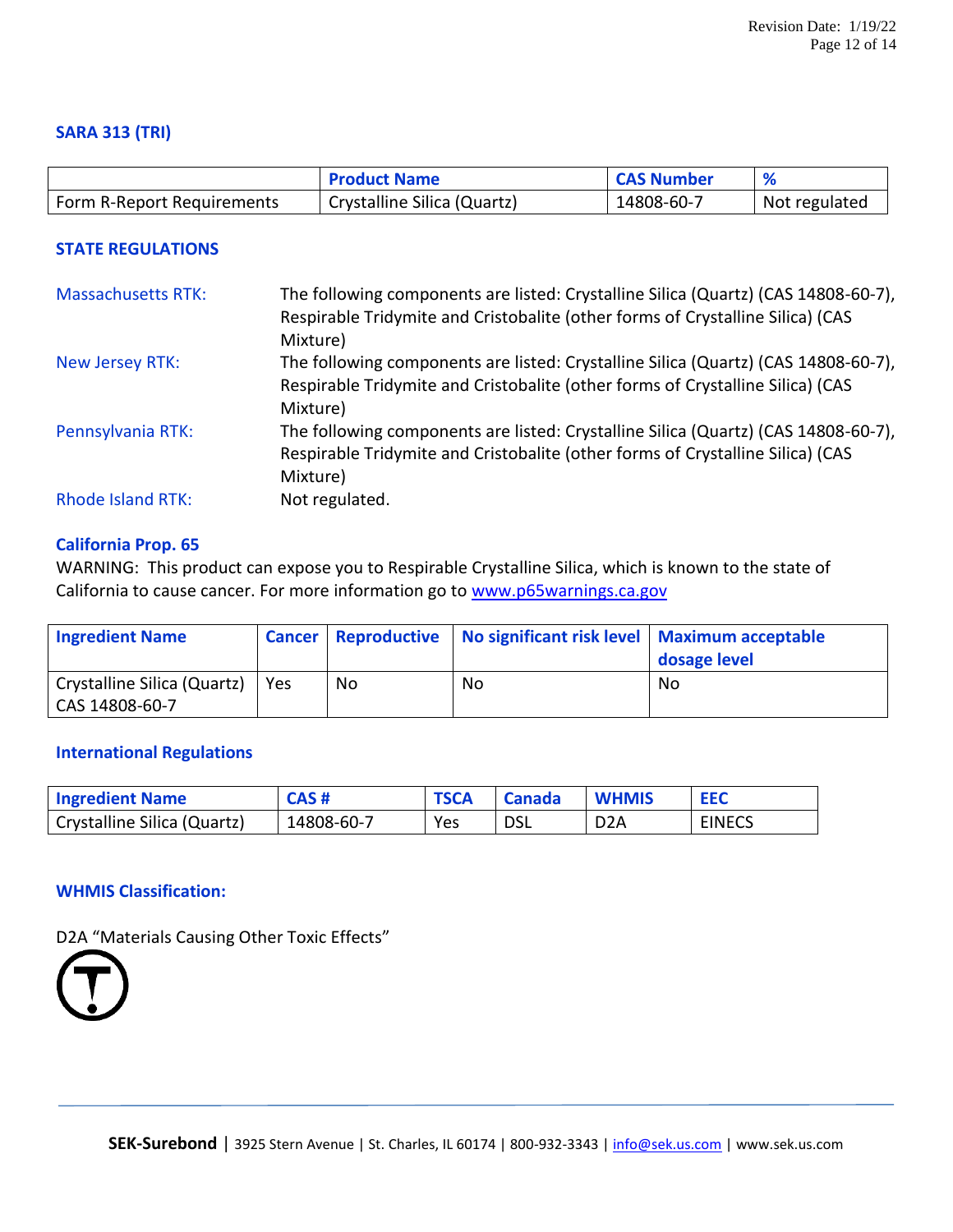### SARA 313 (TRI)

| | Product Name | CAS Number | % |
|---|---|---|---|
| Form R-Report Requirements | Crystalline Silica (Quartz) | 14808-60-7 | Not regulated |

### STATE REGULATIONS

Massachusetts RTK: The following components are listed: Crystalline Silica (Quartz) (CAS 14808-60-7), Respirable Tridymite and Cristobalite (other forms of Crystalline Silica) (CAS Mixture)

New Jersey RTK: The following components are listed: Crystalline Silica (Quartz) (CAS 14808-60-7), Respirable Tridymite and Cristobalite (other forms of Crystalline Silica) (CAS Mixture)

Pennsylvania RTK: The following components are listed: Crystalline Silica (Quartz) (CAS 14808-60-7), Respirable Tridymite and Cristobalite (other forms of Crystalline Silica) (CAS Mixture)

Rhode Island RTK: Not regulated.

### California Prop. 65

WARNING: This product can expose you to Respirable Crystalline Silica, which is known to the state of California to cause cancer. For more information go to www.p65warnings.ca.gov

| Ingredient Name | Cancer | Reproductive | No significant risk level | Maximum acceptable dosage level |
|---|---|---|---|---|
| Crystalline Silica (Quartz) CAS 14808-60-7 | Yes | No | No | No |

### International Regulations

| Ingredient Name | CAS # | TSCA | Canada | WHMIS | EEC |
|---|---|---|---|---|---|
| Crystalline Silica (Quartz) | 14808-60-7 | Yes | DSL | D2A | EINECS |

### WHMIS Classification:

D2A "Materials Causing Other Toxic Effects"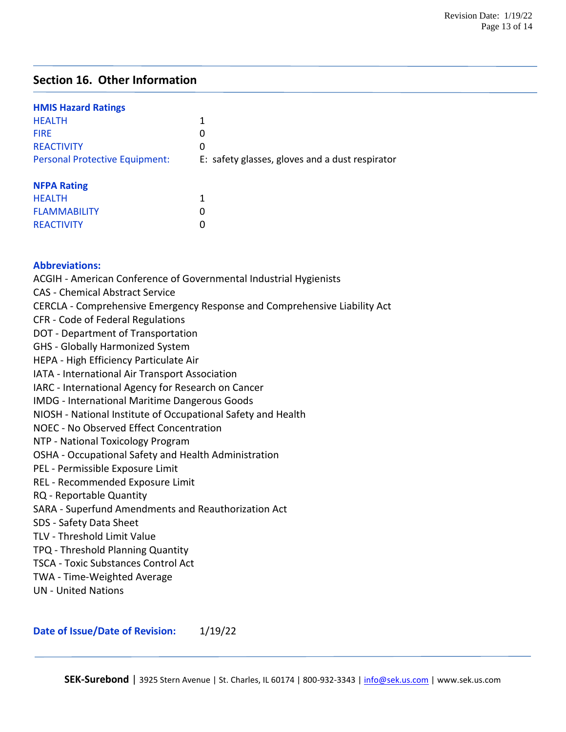## Section 16. Other Information

### HMIS Hazard Ratings

| | |
|---|---|
| HEALTH | 1 |
| FIRE | 0 |
| REACTIVITY | 0 |
| Personal Protective Equipment: | E: safety glasses, gloves and a dust respirator |

### NFPA Rating

| | |
|---|---|
| HEALTH | 1 |
| FLAMMABILITY | 0 |
| REACTIVITY | 0 |

### Abbreviations:

ACGIH - American Conference of Governmental Industrial Hygienists
CAS - Chemical Abstract Service
CERCLA - Comprehensive Emergency Response and Comprehensive Liability Act
CFR - Code of Federal Regulations
DOT - Department of Transportation
GHS - Globally Harmonized System
HEPA - High Efficiency Particulate Air
IATA - International Air Transport Association
IARC - International Agency for Research on Cancer
IMDG - International Maritime Dangerous Goods
NIOSH - National Institute of Occupational Safety and Health
NOEC - No Observed Effect Concentration
NTP - National Toxicology Program
OSHA - Occupational Safety and Health Administration
PEL - Permissible Exposure Limit
REL - Recommended Exposure Limit
RQ - Reportable Quantity
SARA - Superfund Amendments and Reauthorization Act
SDS - Safety Data Sheet
TLV - Threshold Limit Value
TPQ - Threshold Planning Quantity
TSCA - Toxic Substances Control Act
TWA - Time-Weighted Average
UN - United Nations

**Date of Issue/Date of Revision:** 1/19/22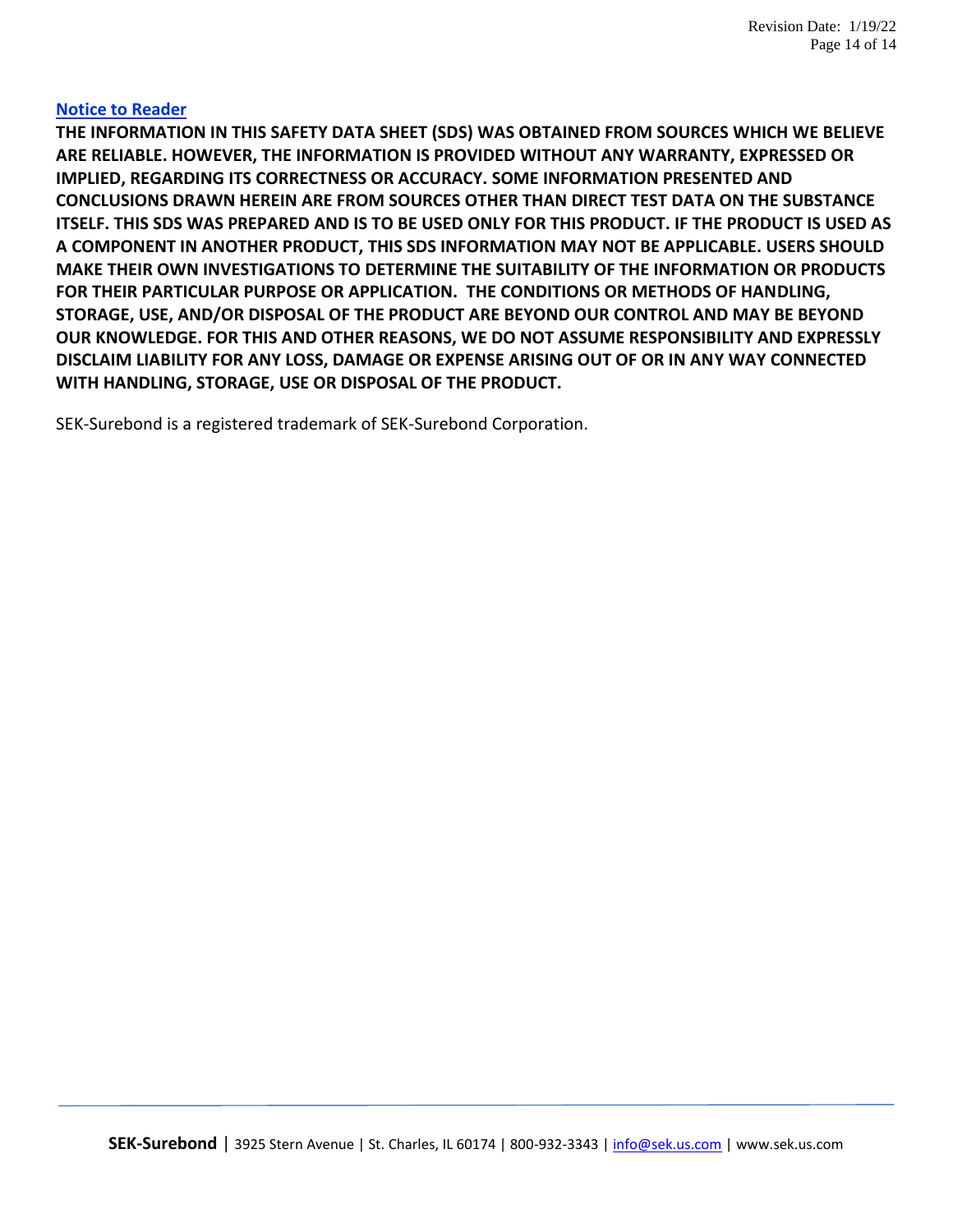## Notice to Reader

**THE INFORMATION IN THIS SAFETY DATA SHEET (SDS) WAS OBTAINED FROM SOURCES WHICH WE BELIEVE ARE RELIABLE. HOWEVER, THE INFORMATION IS PROVIDED WITHOUT ANY WARRANTY, EXPRESSED OR IMPLIED, REGARDING ITS CORRECTNESS OR ACCURACY. SOME INFORMATION PRESENTED AND CONCLUSIONS DRAWN HEREIN ARE FROM SOURCES OTHER THAN DIRECT TEST DATA ON THE SUBSTANCE ITSELF. THIS SDS WAS PREPARED AND IS TO BE USED ONLY FOR THIS PRODUCT. IF THE PRODUCT IS USED AS A COMPONENT IN ANOTHER PRODUCT, THIS SDS INFORMATION MAY NOT BE APPLICABLE. USERS SHOULD MAKE THEIR OWN INVESTIGATIONS TO DETERMINE THE SUITABILITY OF THE INFORMATION OR PRODUCTS FOR THEIR PARTICULAR PURPOSE OR APPLICATION. THE CONDITIONS OR METHODS OF HANDLING, STORAGE, USE, AND/OR DISPOSAL OF THE PRODUCT ARE BEYOND OUR CONTROL AND MAY BE BEYOND OUR KNOWLEDGE. FOR THIS AND OTHER REASONS, WE DO NOT ASSUME RESPONSIBILITY AND EXPRESSLY DISCLAIM LIABILITY FOR ANY LOSS, DAMAGE OR EXPENSE ARISING OUT OF OR IN ANY WAY CONNECTED WITH HANDLING, STORAGE, USE OR DISPOSAL OF THE PRODUCT.**

SEK-Surebond is a registered trademark of SEK-Surebond Corporation.